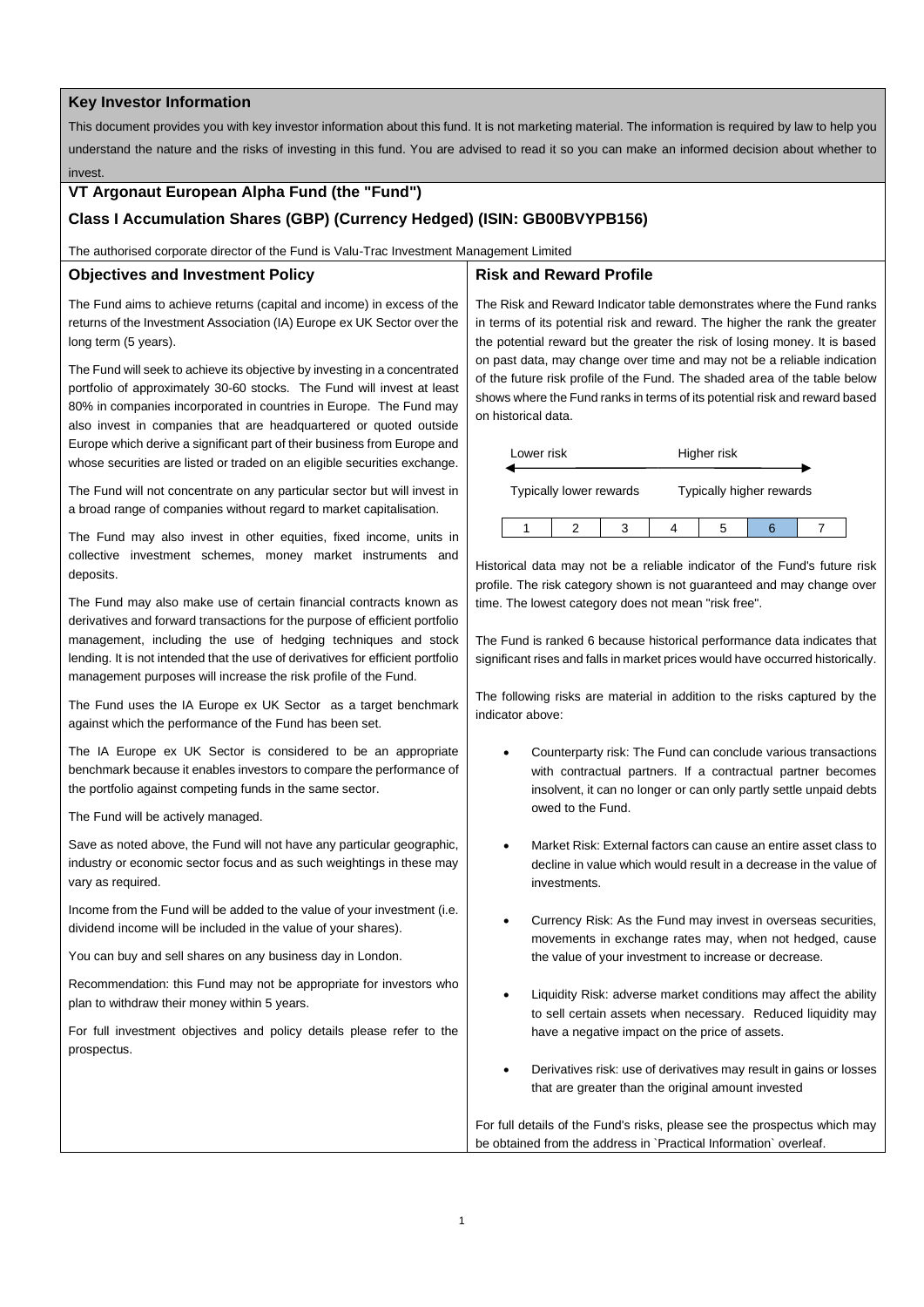## Key Investor Information

This document provides you with key investor information about this fund. It is not marketing material. The information is required by law to help you understand the nature and the risks of investing in this fund. You are advised to read it so you can make an informed decision about whether to invest.

## VT Argonaut European Alpha Fund (the "Fund")

## Class I Accumulation Shares (GBP) (Currency Hedged) (ISIN: GB00BVYPB156)

The authorised corporate director of the Fund is Valu-Trac Investment Management Limited

### Objectives and Investment Policy

The Fund aims to achieve returns (capital and income) in excess of the returns of the Investment Association (IA) Europe ex UK Sector over the long term (5 years).

The Fund will seek to achieve its objective by investing in a concentrated portfolio of approximately 30-60 stocks. The Fund will invest at least 80% in companies incorporated in countries in Europe. The Fund may also invest in companies that are headquartered or quoted outside Europe which derive a significant part of their business from Europe and whose securities are listed or traded on an eligible securities exchange.

The Fund will not concentrate on any particular sector but will invest in a broad range of companies without regard to market capitalisation.

The Fund may also invest in other equities, fixed income, units in collective investment schemes, money market instruments and deposits.

The Fund may also make use of certain financial contracts known as derivatives and forward transactions for the purpose of efficient portfolio management, including the use of hedging techniques and stock lending. It is not intended that the use of derivatives for efficient portfolio management purposes will increase the risk profile of the Fund.

The Fund uses the IA Europe ex UK Sector as a target benchmark against which the performance of the Fund has been set.

The IA Europe ex UK Sector is considered to be an appropriate benchmark because it enables investors to compare the performance of the portfolio against competing funds in the same sector.

The Fund will be actively managed.

Save as noted above, the Fund will not have any particular geographic, industry or economic sector focus and as such weightings in these may vary as required.

Income from the Fund will be added to the value of your investment (i.e. dividend income will be included in the value of your shares).

You can buy and sell shares on any business day in London.

Recommendation: this Fund may not be appropriate for investors who plan to withdraw their money within 5 years.

For full investment objectives and policy details please refer to the prospectus.

### Risk and Reward Profile

The Risk and Reward Indicator table demonstrates where the Fund ranks in terms of its potential risk and reward. The higher the rank the greater the potential reward but the greater the risk of losing money. It is based on past data, may change over time and may not be a reliable indication of the future risk profile of the Fund. The shaded area of the table below shows where the Fund ranks in terms of its potential risk and reward based on historical data.

Lower risk ← → Higher risk

Typically lower rewards — Typically higher rewards

| 1 | 2 | 3 | 4 | 5 | **6** | 7 |
|---|---|---|---|---|---|---|

Historical data may not be a reliable indicator of the Fund's future risk profile. The risk category shown is not guaranteed and may change over time. The lowest category does not mean "risk free".

The Fund is ranked 6 because historical performance data indicates that significant rises and falls in market prices would have occurred historically.

The following risks are material in addition to the risks captured by the indicator above:

- Counterparty risk: The Fund can conclude various transactions with contractual partners. If a contractual partner becomes insolvent, it can no longer or can only partly settle unpaid debts owed to the Fund.
- Market Risk: External factors can cause an entire asset class to decline in value which would result in a decrease in the value of investments.
- Currency Risk: As the Fund may invest in overseas securities, movements in exchange rates may, when not hedged, cause the value of your investment to increase or decrease.
- Liquidity Risk: adverse market conditions may affect the ability to sell certain assets when necessary. Reduced liquidity may have a negative impact on the price of assets.
- Derivatives risk: use of derivatives may result in gains or losses that are greater than the original amount invested

For full details of the Fund's risks, please see the prospectus which may be obtained from the address in `Practical Information` overleaf.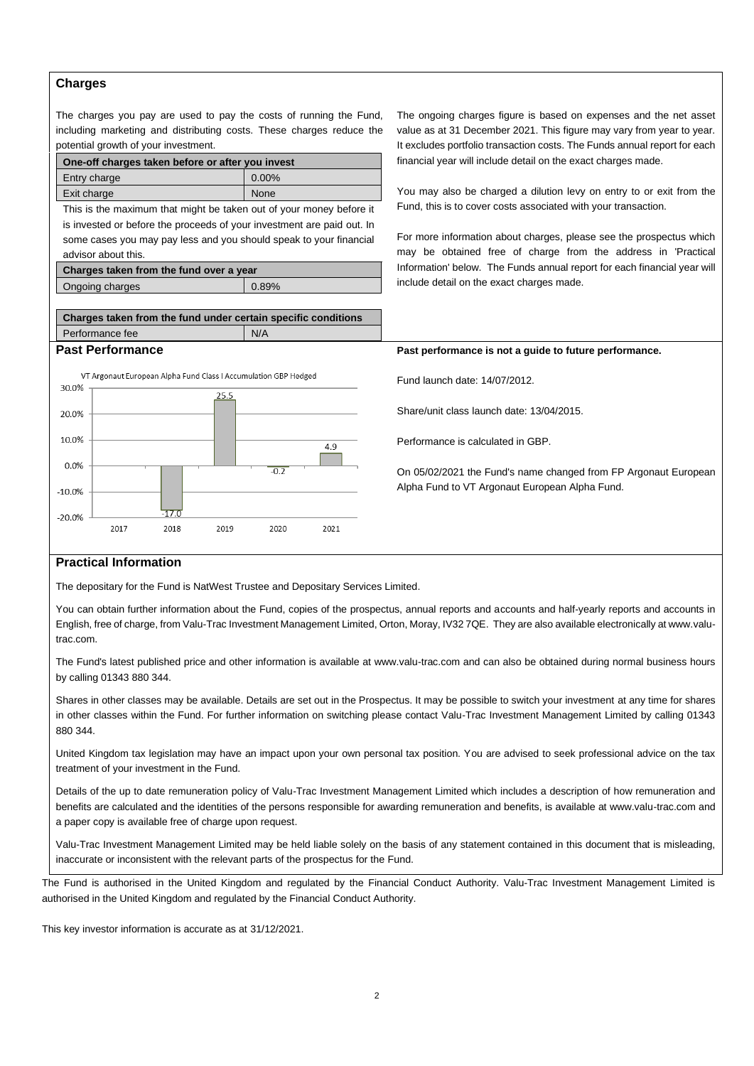## Charges

The charges you pay are used to pay the costs of running the Fund, including marketing and distributing costs. These charges reduce the potential growth of your investment.

| One-off charges taken before or after you invest | |
|---|---|
| Entry charge | 0.00% |
| Exit charge | None |

This is the maximum that might be taken out of your money before it is invested or before the proceeds of your investment are paid out. In some cases you may pay less and you should speak to your financial advisor about this.

| Charges taken from the fund over a year | |
|---|---|
| Ongoing charges | 0.89% |

| Charges taken from the fund under certain specific conditions | |
|---|---|
| Performance fee | N/A |

The ongoing charges figure is based on expenses and the net asset value as at 31 December 2021. This figure may vary from year to year. It excludes portfolio transaction costs. The Funds annual report for each financial year will include detail on the exact charges made.

You may also be charged a dilution levy on entry to or exit from the Fund, this is to cover costs associated with your transaction.

For more information about charges, please see the prospectus which may be obtained free of charge from the address in 'Practical Information' below. The Funds annual report for each financial year will include detail on the exact charges made.

## Past Performance

VT Argonaut European Alpha Fund Class I Accumulation GBP Hedged

30.0%
20.0%
10.0%
0.0%
-10.0%
-20.0%

2017
2018: -17.0
2019: 25.5
2020: -0.2
2021: 4.9

**Past performance is not a guide to future performance.**

Fund launch date: 14/07/2012.

Share/unit class launch date: 13/04/2015.

Performance is calculated in GBP.

On 05/02/2021 the Fund's name changed from FP Argonaut European Alpha Fund to VT Argonaut European Alpha Fund.

## Practical Information

The depositary for the Fund is NatWest Trustee and Depositary Services Limited.

You can obtain further information about the Fund, copies of the prospectus, annual reports and accounts and half-yearly reports and accounts in English, free of charge, from Valu-Trac Investment Management Limited, Orton, Moray, IV32 7QE. They are also available electronically at www.valu-trac.com.

The Fund's latest published price and other information is available at www.valu-trac.com and can also be obtained during normal business hours by calling 01343 880 344.

Shares in other classes may be available. Details are set out in the Prospectus. It may be possible to switch your investment at any time for shares in other classes within the Fund. For further information on switching please contact Valu-Trac Investment Management Limited by calling 01343 880 344.

United Kingdom tax legislation may have an impact upon your own personal tax position. You are advised to seek professional advice on the tax treatment of your investment in the Fund.

Details of the up to date remuneration policy of Valu-Trac Investment Management Limited which includes a description of how remuneration and benefits are calculated and the identities of the persons responsible for awarding remuneration and benefits, is available at www.valu-trac.com and a paper copy is available free of charge upon request.

Valu-Trac Investment Management Limited may be held liable solely on the basis of any statement contained in this document that is misleading, inaccurate or inconsistent with the relevant parts of the prospectus for the Fund.

The Fund is authorised in the United Kingdom and regulated by the Financial Conduct Authority. Valu-Trac Investment Management Limited is authorised in the United Kingdom and regulated by the Financial Conduct Authority.

This key investor information is accurate as at 31/12/2021.